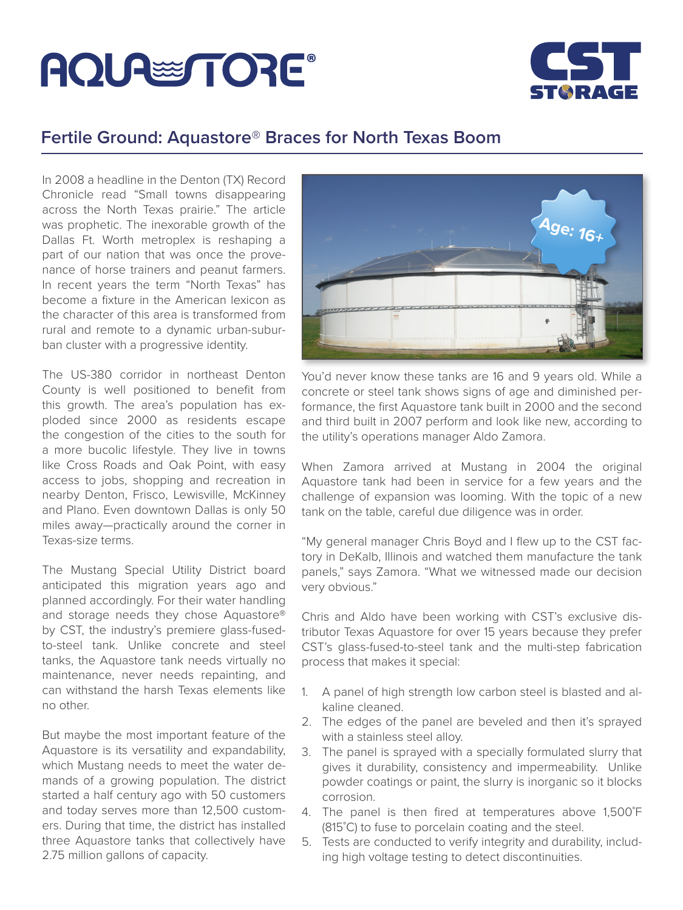# Fertile Ground: Aquastore® Braces for North Texas Boom

In 2008 a headline in the Denton (TX) Record Chronicle read "Small towns disappearing across the North Texas prairie." The article was prophetic. The inexorable growth of the Dallas Ft. Worth metroplex is reshaping a part of our nation that was once the provenance of horse trainers and peanut farmers. In recent years the term "North Texas" has become a fixture in the American lexicon as the character of this area is transformed from rural and remote to a dynamic urban-suburban cluster with a progressive identity.

The US-380 corridor in northeast Denton County is well positioned to benefit from this growth. The area's population has exploded since 2000 as residents escape the congestion of the cities to the south for a more bucolic lifestyle. They live in towns like Cross Roads and Oak Point, with easy access to jobs, shopping and recreation in nearby Denton, Frisco, Lewisville, McKinney and Plano. Even downtown Dallas is only 50 miles away—practically around the corner in Texas-size terms.

The Mustang Special Utility District board anticipated this migration years ago and planned accordingly. For their water handling and storage needs they chose Aquastore® by CST, the industry's premiere glass-fused-to-steel tank. Unlike concrete and steel tanks, the Aquastore tank needs virtually no maintenance, never needs repainting, and can withstand the harsh Texas elements like no other.

But maybe the most important feature of the Aquastore is its versatility and expandability, which Mustang needs to meet the water demands of a growing population. The district started a half century ago with 50 customers and today serves more than 12,500 customers. During that time, the district has installed three Aquastore tanks that collectively have 2.75 million gallons of capacity.

Age: 16+

You'd never know these tanks are 16 and 9 years old. While a concrete or steel tank shows signs of age and diminished performance, the first Aquastore tank built in 2000 and the second and third built in 2007 perform and look like new, according to the utility's operations manager Aldo Zamora.

When Zamora arrived at Mustang in 2004 the original Aquastore tank had been in service for a few years and the challenge of expansion was looming. With the topic of a new tank on the table, careful due diligence was in order.

"My general manager Chris Boyd and I flew up to the CST factory in DeKalb, Illinois and watched them manufacture the tank panels," says Zamora. "What we witnessed made our decision very obvious."

Chris and Aldo have been working with CST's exclusive distributor Texas Aquastore for over 15 years because they prefer CST's glass-fused-to-steel tank and the multi-step fabrication process that makes it special:

1. A panel of high strength low carbon steel is blasted and alkaline cleaned.
2. The edges of the panel are beveled and then it's sprayed with a stainless steel alloy.
3. The panel is sprayed with a specially formulated slurry that gives it durability, consistency and impermeability. Unlike powder coatings or paint, the slurry is inorganic so it blocks corrosion.
4. The panel is then fired at temperatures above 1,500˚F (815˚C) to fuse to porcelain coating and the steel.
5. Tests are conducted to verify integrity and durability, including high voltage testing to detect discontinuities.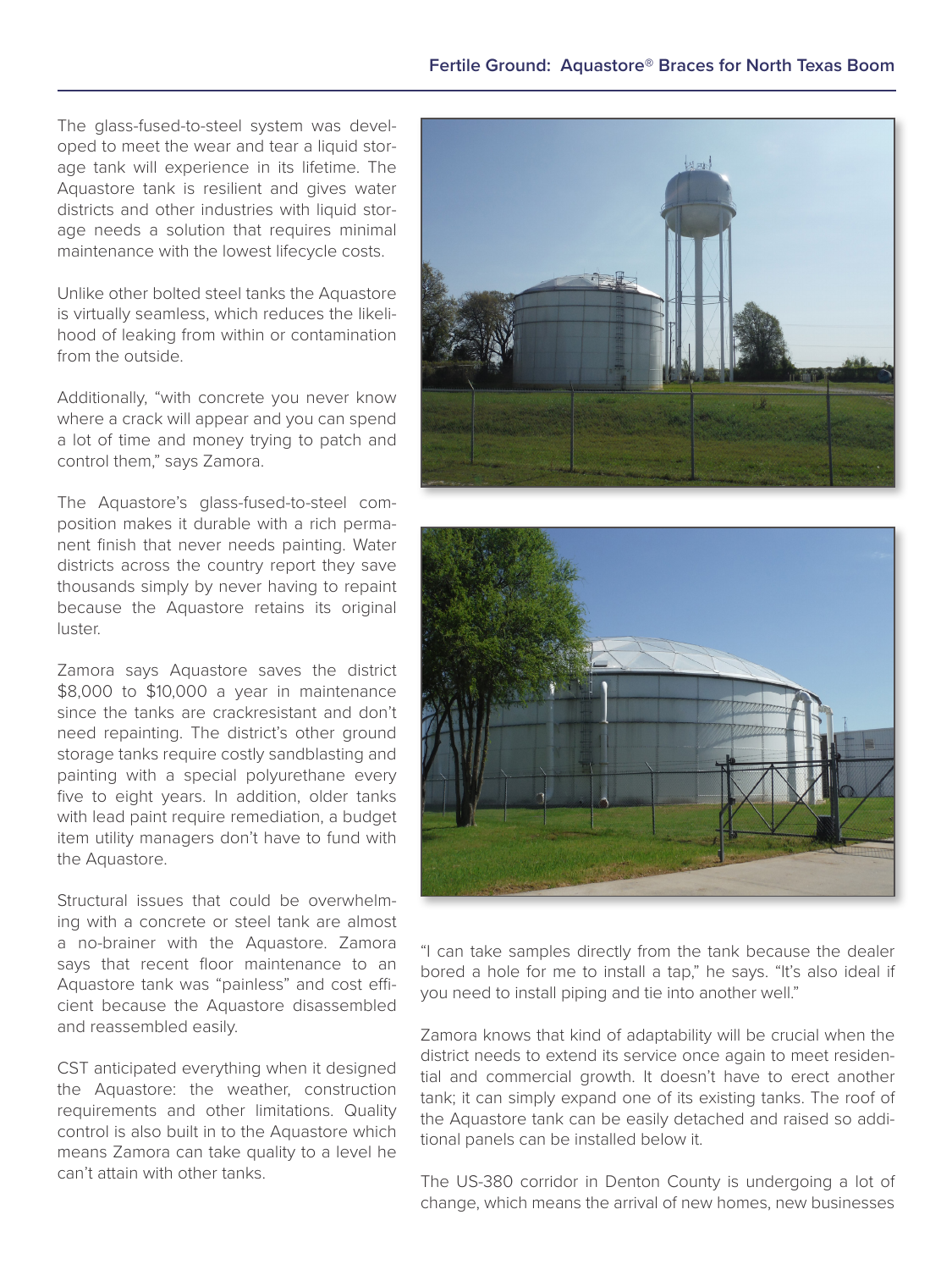The glass-fused-to-steel system was developed to meet the wear and tear a liquid storage tank will experience in its lifetime. The Aquastore tank is resilient and gives water districts and other industries with liquid storage needs a solution that requires minimal maintenance with the lowest lifecycle costs.

Unlike other bolted steel tanks the Aquastore is virtually seamless, which reduces the likelihood of leaking from within or contamination from the outside.

Additionally, "with concrete you never know where a crack will appear and you can spend a lot of time and money trying to patch and control them," says Zamora.

The Aquastore's glass-fused-to-steel composition makes it durable with a rich permanent finish that never needs painting. Water districts across the country report they save thousands simply by never having to repaint because the Aquastore retains its original luster.

Zamora says Aquastore saves the district $8,000 to $10,000 a year in maintenance since the tanks are crackresistant and don't need repainting. The district's other ground storage tanks require costly sandblasting and painting with a special polyurethane every five to eight years. In addition, older tanks with lead paint require remediation, a budget item utility managers don't have to fund with the Aquastore.

Structural issues that could be overwhelming with a concrete or steel tank are almost a no-brainer with the Aquastore. Zamora says that recent floor maintenance to an Aquastore tank was "painless" and cost efficient because the Aquastore disassembled and reassembled easily.

CST anticipated everything when it designed the Aquastore: the weather, construction requirements and other limitations. Quality control is also built in to the Aquastore which means Zamora can take quality to a level he can't attain with other tanks.

"I can take samples directly from the tank because the dealer bored a hole for me to install a tap," he says. "It's also ideal if you need to install piping and tie into another well."

Zamora knows that kind of adaptability will be crucial when the district needs to extend its service once again to meet residential and commercial growth. It doesn't have to erect another tank; it can simply expand one of its existing tanks. The roof of the Aquastore tank can be easily detached and raised so additional panels can be installed below it.

The US-380 corridor in Denton County is undergoing a lot of change, which means the arrival of new homes, new businesses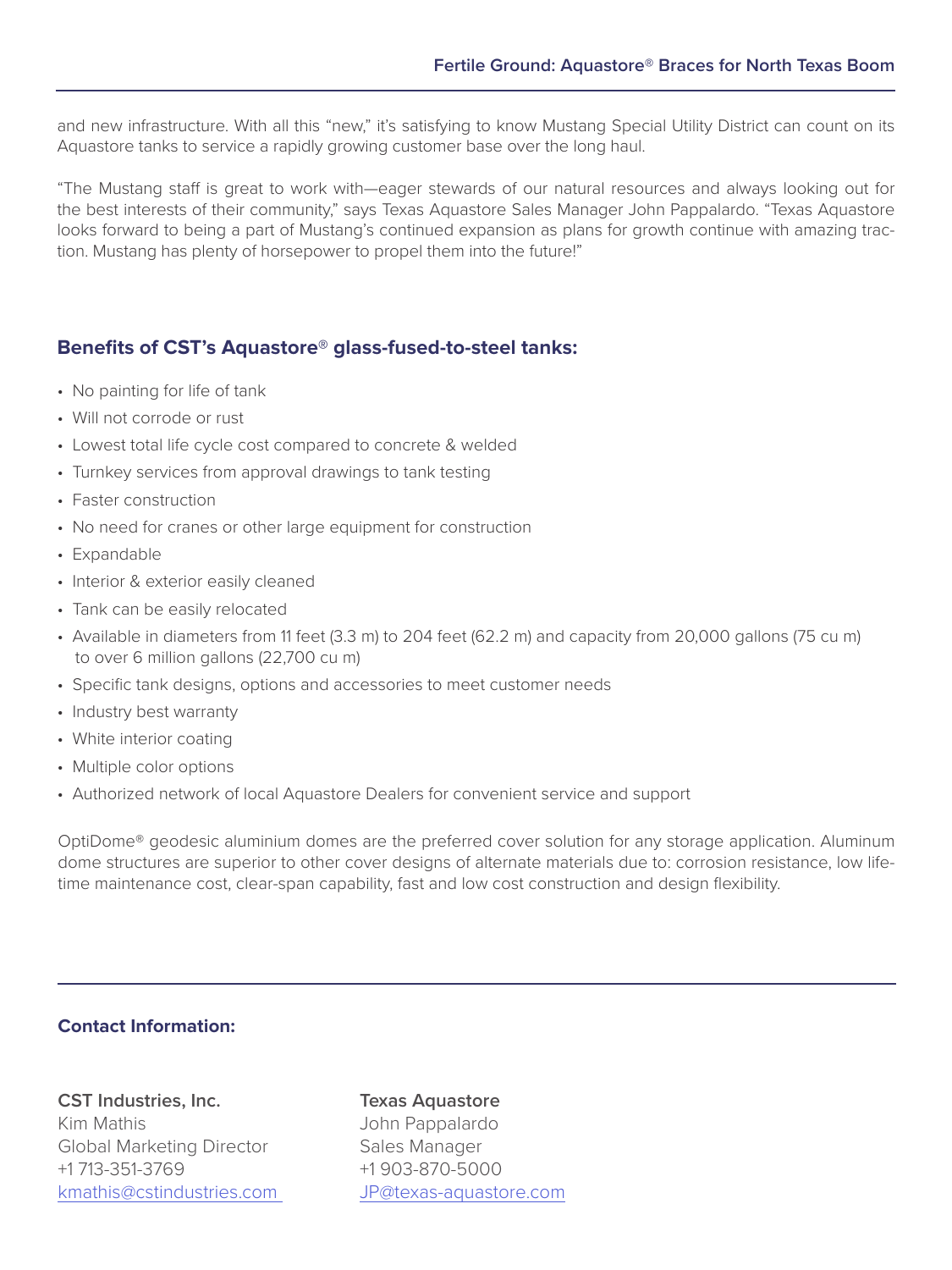and new infrastructure. With all this "new," it's satisfying to know Mustang Special Utility District can count on its Aquastore tanks to service a rapidly growing customer base over the long haul.

"The Mustang staff is great to work with—eager stewards of our natural resources and always looking out for the best interests of their community," says Texas Aquastore Sales Manager John Pappalardo. "Texas Aquastore looks forward to being a part of Mustang's continued expansion as plans for growth continue with amazing traction. Mustang has plenty of horsepower to propel them into the future!"

## Benefits of CST's Aquastore® glass-fused-to-steel tanks:

- No painting for life of tank
- Will not corrode or rust
- Lowest total life cycle cost compared to concrete & welded
- Turnkey services from approval drawings to tank testing
- Faster construction
- No need for cranes or other large equipment for construction
- Expandable
- Interior & exterior easily cleaned
- Tank can be easily relocated
- Available in diameters from 11 feet (3.3 m) to 204 feet (62.2 m) and capacity from 20,000 gallons (75 cu m) to over 6 million gallons (22,700 cu m)
- Specific tank designs, options and accessories to meet customer needs
- Industry best warranty
- White interior coating
- Multiple color options
- Authorized network of local Aquastore Dealers for convenient service and support

OptiDome® geodesic aluminium domes are the preferred cover solution for any storage application. Aluminum dome structures are superior to other cover designs of alternate materials due to: corrosion resistance, low lifetime maintenance cost, clear-span capability, fast and low cost construction and design flexibility.

## Contact Information:

**CST Industries, Inc.**
Kim Mathis
Global Marketing Director
+1 713-351-3769
kmathis@cstindustries.com

**Texas Aquastore**
John Pappalardo
Sales Manager
+1 903-870-5000
JP@texas-aquastore.com